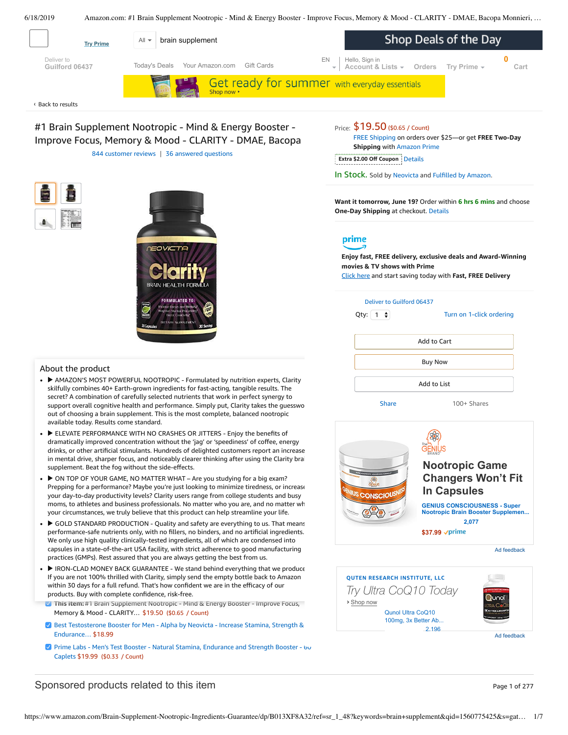Try Prime

All | brain supplement

Shop Deals of the Day

Deliver to Guilford 06437

Today's Deals   Your Amazon.com   Gift Cards

EN

Hello, Sign in
Account & Lists   Orders   Try Prime

0 Cart

Get ready for summer with everyday essentials
Shop now ›

‹ Back to results

# #1 Brain Supplement Nootropic - Mind & Energy Booster - Improve Focus, Memory & Mood - CLARITY - DMAE, Bacopa

844 customer reviews | 36 answered questions

Price: $19.50 ($0.65 / Count)
FREE Shipping on orders over $25—or get **FREE Two-Day Shipping** with Amazon Prime

Extra $2.00 Off Coupon Details

In Stock. Sold by Neovicta and Fulfilled by Amazon.

**Want it tomorrow, June 19?** Order within 6 hrs 6 mins and choose **One-Day Shipping** at checkout. Details

prime

**Enjoy fast, FREE delivery, exclusive deals and Award-Winning movies & TV shows with Prime**
Click here and start saving today with **Fast, FREE Delivery**

Deliver to Guilford 06437

Qty: 1

Turn on 1-click ordering

Add to Cart

Buy Now

Add to List

Share   100+ Shares

## About the product

- ▶ AMAZON'S MOST POWERFUL NOOTROPIC - Formulated by nutrition experts, Clarity skilfully combines 40+ Earth-grown ingredients for fast-acting, tangible results. The secret? A combination of carefully selected nutrients that work in perfect synergy to support overall cognitive health and performance. Simply put, Clarity takes the guesswo out of choosing a brain supplement. This is the most complete, balanced nootropic available today. Results come standard.
- ▶ ELEVATE PERFORMANCE WITH NO CRASHES OR JITTERS - Enjoy the benefits of dramatically improved concentration without the 'jag' or 'speediness' of coffee, energy drinks, or other artificial stimulants. Hundreds of delighted customers report an increase in mental drive, sharper focus, and noticeably clearer thinking after using the Clarity bra supplement. Beat the fog without the side-effects.
- ▶ ON TOP OF YOUR GAME, NO MATTER WHAT – Are you studying for a big exam? Prepping for a performance? Maybe you're just looking to minimize tiredness, or increase your day-to-day productivity levels? Clarity users range from college students and busy moms, to athletes and business professionals. No matter who you are, and no matter wh your circumstances, we truly believe that this product can help streamline your life.
- ▶ GOLD STANDARD PRODUCTION - Quality and safety are everything to us. That means performance-safe nutrients only, with no fillers, no binders, and no artificial ingredients. We only use high quality clinically-tested ingredients, all of which are condensed into capsules in a state-of-the-art USA facility, with strict adherence to good manufacturing practices (GMPs). Rest assured that you are always getting the best from us.
- ▶ IRON-CLAD MONEY BACK GUARANTEE - We stand behind everything that we produce If you are not 100% thrilled with Clarity, simply send the empty bottle back to Amazon within 30 days for a full refund. That's how confident we are in the efficacy of our products. Buy with complete confidence, risk-free.

- [x] **This item:** #1 Brain Supplement Nootropic - Mind & Energy Booster - Improve Focus, Memory & Mood - CLARITY… $19.50 ($0.65 / Count)
- [x] Best Testosterone Booster for Men - Alpha by Neovicta - Increase Stamina, Strength & Endurance… $18.99
- [x] Prime Labs - Men's Test Booster - Natural Stamina, Endurance and Strength Booster - 60 Caplets $19.99 ($0.33 / Count)

The GENIUS BRAND

**Nootropic Game Changers Won't Fit In Capsules**

GENIUS CONSCIOUSNESS - Super Nootropic Brain Booster Supplemen...
2,077
$37.99 prime

Ad feedback

QUTEN RESEARCH INSTITUTE, LLC

*Try Ultra CoQ10 Today*

› Shop now

Qunol Ultra CoQ10 100mg, 3x Better Ab...
2,196

Ad feedback

## Sponsored products related to this item

Page 1 of 277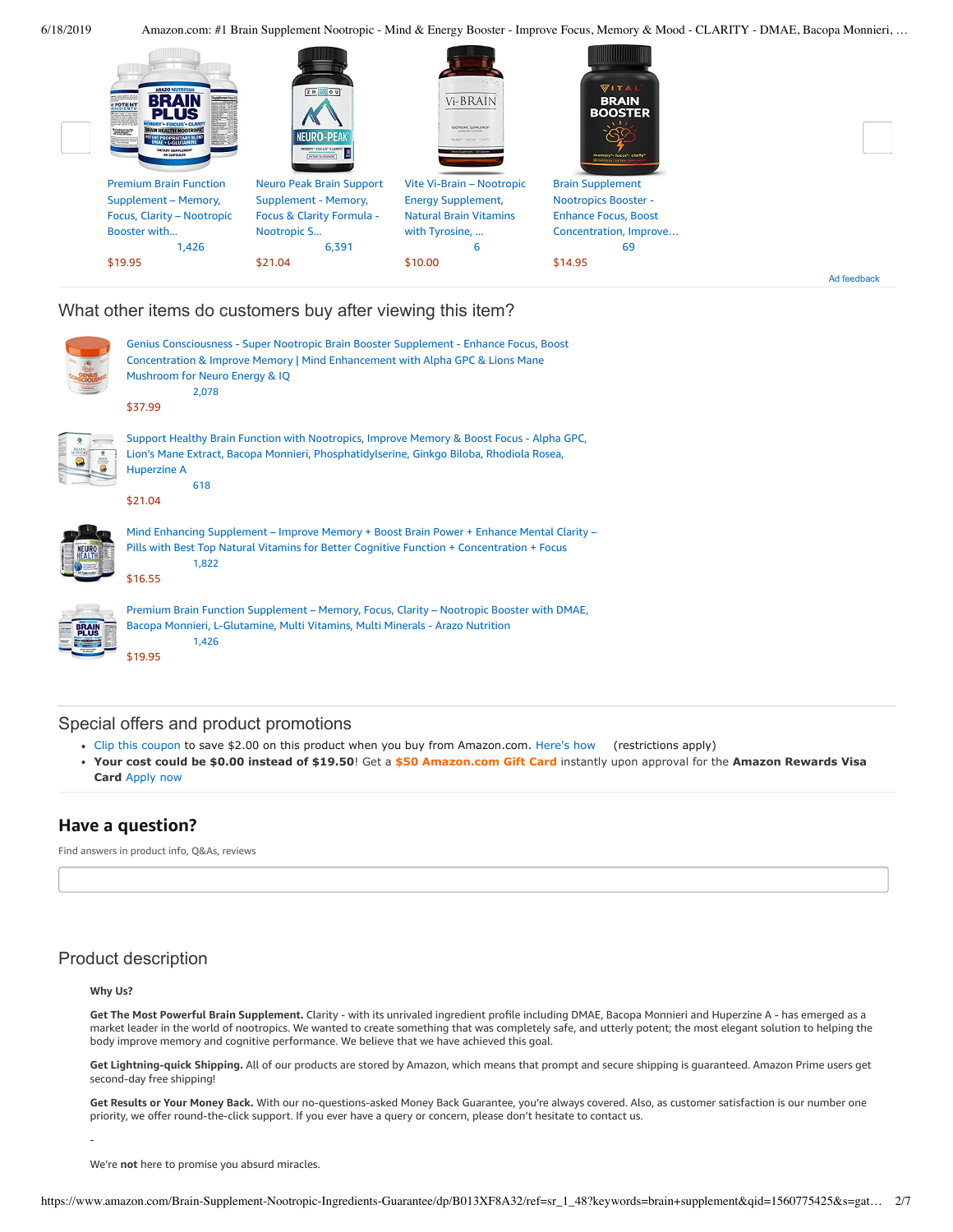Premium Brain Function Supplement – Memory, Focus, Clarity – Nootropic Booster with...
1,426
$19.95

Neuro Peak Brain Support Supplement - Memory, Focus & Clarity Formula - Nootropic S...
6,391
$21.04

Vite Vi-Brain – Nootropic Energy Supplement, Natural Brain Vitamins with Tyrosine, ...
6
$10.00

Brain Supplement Nootropics Booster - Enhance Focus, Boost Concentration, Improve...
69
$14.95

Ad feedback

## What other items do customers buy after viewing this item?

Genius Consciousness - Super Nootropic Brain Booster Supplement - Enhance Focus, Boost Concentration & Improve Memory | Mind Enhancement with Alpha GPC & Lions Mane Mushroom for Neuro Energy & IQ
2,078
$37.99

Support Healthy Brain Function with Nootropics, Improve Memory & Boost Focus - Alpha GPC, Lion's Mane Extract, Bacopa Monnieri, Phosphatidylserine, Ginkgo Biloba, Rhodiola Rosea, Huperzine A
618
$21.04

Mind Enhancing Supplement – Improve Memory + Boost Brain Power + Enhance Mental Clarity – Pills with Best Top Natural Vitamins for Better Cognitive Function + Concentration + Focus
1,822
$16.55

Premium Brain Function Supplement – Memory, Focus, Clarity – Nootropic Booster with DMAE, Bacopa Monnieri, L-Glutamine, Multi Vitamins, Multi Minerals - Arazo Nutrition
1,426
$19.95

## Special offers and product promotions

- Clip this coupon to save $2.00 on this product when you buy from Amazon.com. Here's how (restrictions apply)
- **Your cost could be $0.00 instead of $19.50**! Get a **$50 Amazon.com Gift Card** instantly upon approval for the **Amazon Rewards Visa Card** Apply now

## Have a question?

Find answers in product info, Q&As, reviews

## Product description

**Why Us?**

**Get The Most Powerful Brain Supplement.** Clarity - with its unrivaled ingredient profile including DMAE, Bacopa Monnieri and Huperzine A - has emerged as a market leader in the world of nootropics. We wanted to create something that was completely safe, and utterly potent; the most elegant solution to helping the body improve memory and cognitive performance. We believe that we have achieved this goal.

**Get Lightning-quick Shipping.** All of our products are stored by Amazon, which means that prompt and secure shipping is guaranteed. Amazon Prime users get second-day free shipping!

**Get Results or Your Money Back.** With our no-questions-asked Money Back Guarantee, you're always covered. Also, as customer satisfaction is our number one priority, we offer round-the-click support. If you ever have a query or concern, please don't hesitate to contact us.

-

We're **not** here to promise you absurd miracles.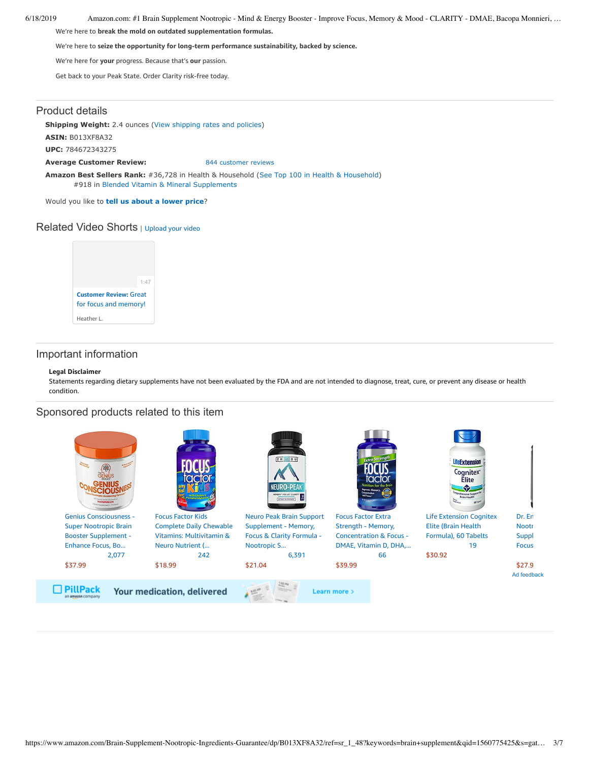We're here to **break the mold on outdated supplementation formulas.**

We're here to **seize the opportunity for long-term performance sustainability, backed by science.**

We're here for **your** progress. Because that's **our** passion.

Get back to your Peak State. Order Clarity risk-free today.

## Product details

**Shipping Weight:** 2.4 ounces (View shipping rates and policies)

**ASIN:** B013XF8A32

**UPC:** 784672343275

**Average Customer Review:** 844 customer reviews

**Amazon Best Sellers Rank:** #36,728 in Health & Household (See Top 100 in Health & Household)
#918 in Blended Vitamin & Mineral Supplements

Would you like to **tell us about a lower price**?

## Related Video Shorts | Upload your video

1:47

**Customer Review:** Great for focus and memory!

Heather L.

## Important information

**Legal Disclaimer**

Statements regarding dietary supplements have not been evaluated by the FDA and are not intended to diagnose, treat, cure, or prevent any disease or health condition.

## Sponsored products related to this item

- Genius Consciousness - Super Nootropic Brain Booster Supplement - Enhance Focus, Bo... — 2,077 — $37.99
- Focus Factor Kids Complete Daily Chewable Vitamins: Multivitamin & Neuro Nutrient (... — 242 — $18.99
- Neuro Peak Brain Support Supplement - Memory, Focus & Clarity Formula - Nootropic S... — 6,391 — $21.04
- Focus Factor Extra Strength - Memory, Concentration & Focus - DMAE, Vitamin D, DHA,... — 66 — $39.99
- Life Extension Cognitex Elite (Brain Health Formula), 60 Tabelts — 19 — $30.92
- Dr. En... Nootr... Suppl... Focus... — $27.9...

Ad feedback

PillPack an amazon company — Your medication, delivered — Learn more ›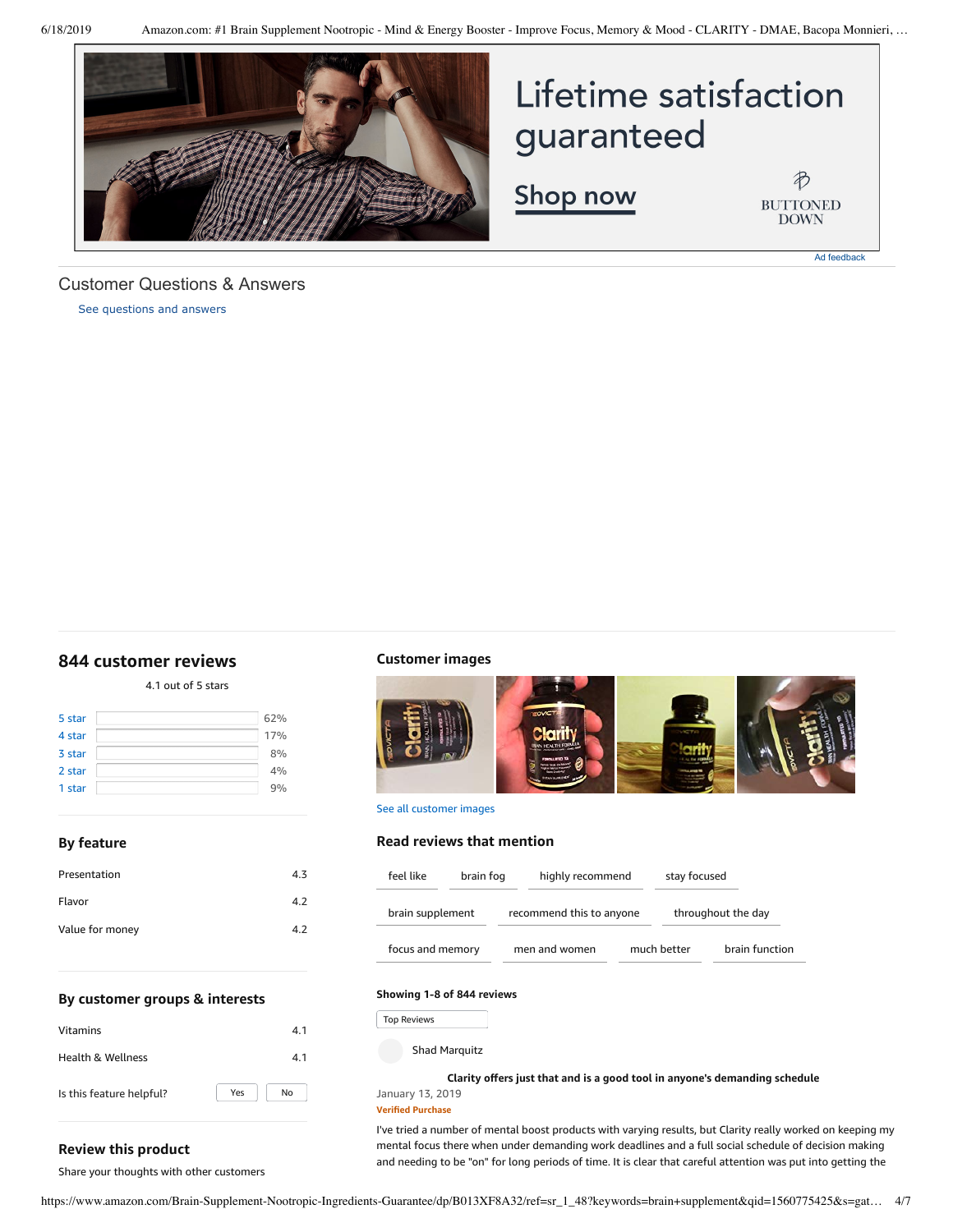Lifetime satisfaction guaranteed

Shop now

BUTTONED DOWN

Ad feedback

## Customer Questions & Answers

See questions and answers

## 844 customer reviews

4.1 out of 5 stars

| | |
|---|---|
| 5 star | 62% |
| 4 star | 17% |
| 3 star | 8% |
| 2 star | 4% |
| 1 star | 9% |

### By feature

| | |
|---|---|
| Presentation | 4.3 |
| Flavor | 4.2 |
| Value for money | 4.2 |

### By customer groups & interests

| | |
|---|---|
| Vitamins | 4.1 |
| Health & Wellness | 4.1 |

Is this feature helpful? Yes No

### Review this product

Share your thoughts with other customers

### Customer images

See all customer images

### Read reviews that mention

feel like · brain fog · highly recommend · stay focused · brain supplement · recommend this to anyone · throughout the day · focus and memory · men and women · much better · brain function

**Showing 1-8 of 844 reviews**

Top Reviews

Shad Marquitz

**Clarity offers just that and is a good tool in anyone's demanding schedule**

January 13, 2019

**Verified Purchase**

I've tried a number of mental boost products with varying results, but Clarity really worked on keeping my mental focus there when under demanding work deadlines and a full social schedule of decision making and needing to be "on" for long periods of time. It is clear that careful attention was put into getting the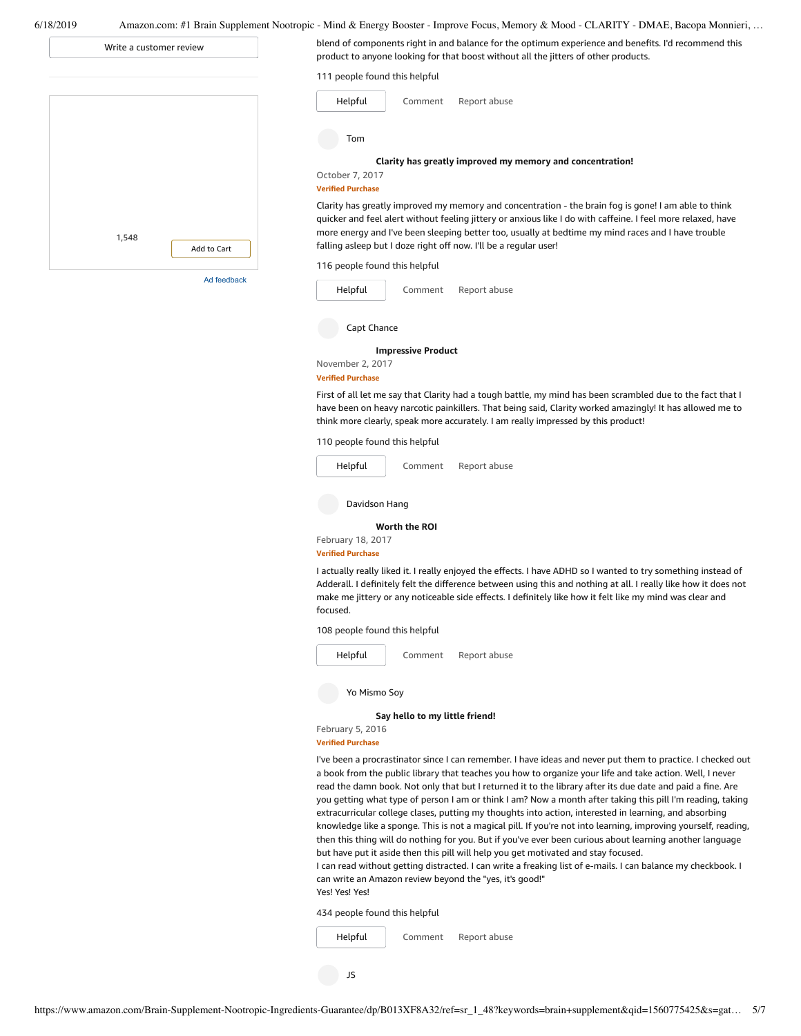Write a customer review

1,548

Add to Cart

Ad feedback

blend of components right in and balance for the optimum experience and benefits. I'd recommend this product to anyone looking for that boost without all the jitters of other products.

111 people found this helpful

Helpful Comment Report abuse

Tom

**Clarity has greatly improved my memory and concentration!**

October 7, 2017

Verified Purchase

Clarity has greatly improved my memory and concentration - the brain fog is gone! I am able to think quicker and feel alert without feeling jittery or anxious like I do with caffeine. I feel more relaxed, have more energy and I've been sleeping better too, usually at bedtime my mind races and I have trouble falling asleep but I doze right off now. I'll be a regular user!

116 people found this helpful

Helpful Comment Report abuse

Capt Chance

**Impressive Product**

November 2, 2017

Verified Purchase

First of all let me say that Clarity had a tough battle, my mind has been scrambled due to the fact that I have been on heavy narcotic painkillers. That being said, Clarity worked amazingly! It has allowed me to think more clearly, speak more accurately. I am really impressed by this product!

110 people found this helpful

Helpful Comment Report abuse

Davidson Hang

**Worth the ROI**

February 18, 2017

Verified Purchase

I actually really liked it. I really enjoyed the effects. I have ADHD so I wanted to try something instead of Adderall. I definitely felt the difference between using this and nothing at all. I really like how it does not make me jittery or any noticeable side effects. I definitely like how it felt like my mind was clear and focused.

108 people found this helpful

Helpful Comment Report abuse

Yo Mismo Soy

**Say hello to my little friend!**

February 5, 2016

Verified Purchase

I've been a procrastinator since I can remember. I have ideas and never put them to practice. I checked out a book from the public library that teaches you how to organize your life and take action. Well, I never read the damn book. Not only that but I returned it to the library after its due date and paid a fine. Are you getting what type of person I am or think I am? Now a month after taking this pill I'm reading, taking extracurricular college clases, putting my thoughts into action, interested in learning, and absorbing knowledge like a sponge. This is not a magical pill. If you're not into learning, improving yourself, reading, then this thing will do nothing for you. But if you've ever been curious about learning another language but have put it aside then this pill will help you get motivated and stay focused.
I can read without getting distracted. I can write a freaking list of e-mails. I can balance my checkbook. I can write an Amazon review beyond the "yes, it's good!"
Yes! Yes! Yes!

434 people found this helpful

Helpful Comment Report abuse

JS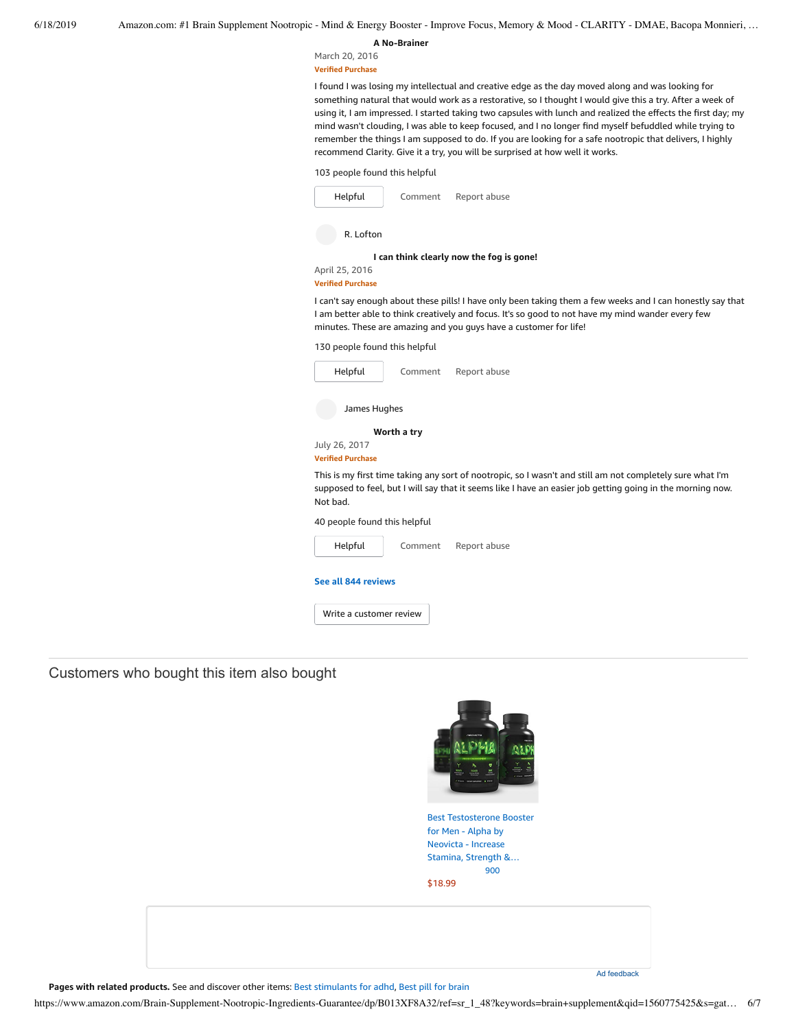**A No-Brainer**

March 20, 2016

Verified Purchase

I found I was losing my intellectual and creative edge as the day moved along and was looking for something natural that would work as a restorative, so I thought I would give this a try. After a week of using it, I am impressed. I started taking two capsules with lunch and realized the effects the first day; my mind wasn't clouding, I was able to keep focused, and I no longer find myself befuddled while trying to remember the things I am supposed to do. If you are looking for a safe nootropic that delivers, I highly recommend Clarity. Give it a try, you will be surprised at how well it works.

103 people found this helpful

Helpful | Comment | Report abuse

R. Lofton

**I can think clearly now the fog is gone!**

April 25, 2016

Verified Purchase

I can't say enough about these pills! I have only been taking them a few weeks and I can honestly say that I am better able to think creatively and focus. It's so good to not have my mind wander every few minutes. These are amazing and you guys have a customer for life!

130 people found this helpful

Helpful | Comment | Report abuse

James Hughes

**Worth a try**

July 26, 2017

Verified Purchase

This is my first time taking any sort of nootropic, so I wasn't and still am not completely sure what I'm supposed to feel, but I will say that it seems like I have an easier job getting going in the morning now. Not bad.

40 people found this helpful

Helpful | Comment | Report abuse

See all 844 reviews

Write a customer review

## Customers who bought this item also bought

Best Testosterone Booster for Men - Alpha by Neovicta - Increase Stamina, Strength &…

900

$18.99

Ad feedback

**Pages with related products.** See and discover other items: Best stimulants for adhd, Best pill for brain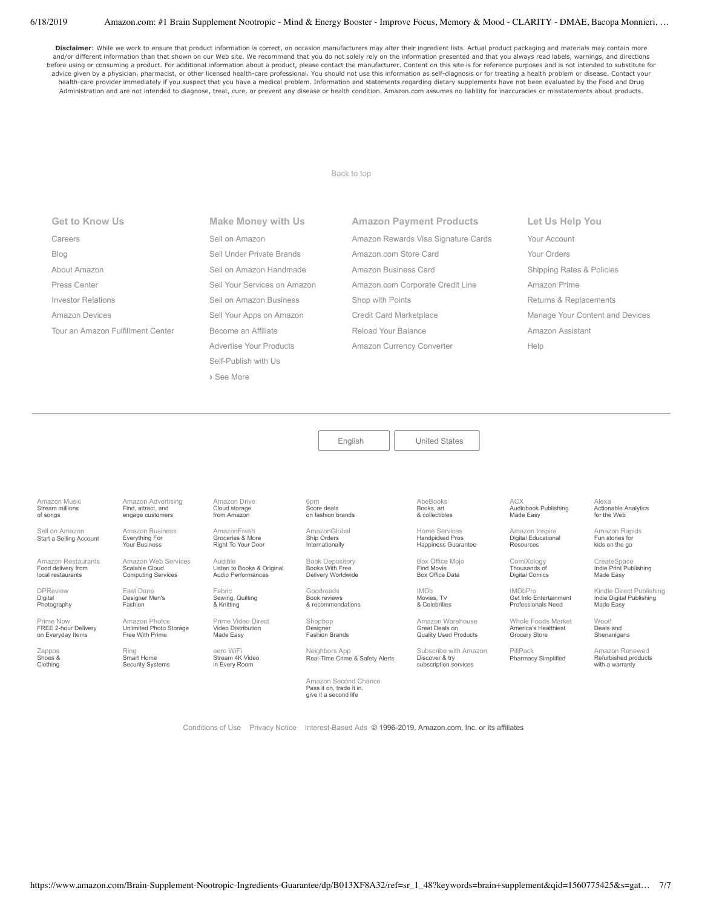**Disclaimer**: While we work to ensure that product information is correct, on occasion manufacturers may alter their ingredient lists. Actual product packaging and materials may contain more and/or different information than that shown on our Web site. We recommend that you do not solely rely on the information presented and that you always read labels, warnings, and directions before using or consuming a product. For additional information about a product, please contact the manufacturer. Content on this site is for reference purposes and is not intended to substitute for advice given by a physician, pharmacist, or other licensed health-care professional. You should not use this information as self-diagnosis or for treating a health problem or disease. Contact your health-care provider immediately if you suspect that you have a medical problem. Information and statements regarding dietary supplements have not been evaluated by the Food and Drug Administration and are not intended to diagnose, treat, cure, or prevent any disease or health condition. Amazon.com assumes no liability for inaccuracies or misstatements about products.

Back to top

### Get to Know Us

- Careers
- Blog
- About Amazon
- Press Center
- Investor Relations
- Amazon Devices
- Tour an Amazon Fulfillment Center

### Make Money with Us

- Sell on Amazon
- Sell Under Private Brands
- Sell on Amazon Handmade
- Sell Your Services on Amazon
- Sell on Amazon Business
- Sell Your Apps on Amazon
- Become an Affiliate
- Advertise Your Products
- Self-Publish with Us
- › See More

### Amazon Payment Products

- Amazon Rewards Visa Signature Cards
- Amazon.com Store Card
- Amazon Business Card
- Amazon.com Corporate Credit Line
- Shop with Points
- Credit Card Marketplace
- Reload Your Balance
- Amazon Currency Converter

### Let Us Help You

- Your Account
- Your Orders
- Shipping Rates & Policies
- Amazon Prime
- Returns & Replacements
- Manage Your Content and Devices
- Amazon Assistant
- Help

English | United States

| | | | | | | |
|---|---|---|---|---|---|---|
| Amazon Music<br>Stream millions of songs | Amazon Advertising<br>Find, attract, and engage customers | Amazon Drive<br>Cloud storage from Amazon | 6pm<br>Score deals on fashion brands | AbeBooks<br>Books, art & collectibles | ACX<br>Audiobook Publishing Made Easy | Alexa<br>Actionable Analytics for the Web |
| Sell on Amazon<br>Start a Selling Account | Amazon Business<br>Everything For Your Business | AmazonFresh<br>Groceries & More Right To Your Door | AmazonGlobal<br>Ship Orders Internationally | Home Services<br>Handpicked Pros Happiness Guarantee | Amazon Inspire<br>Digital Educational Resources | Amazon Rapids<br>Fun stories for kids on the go |
| Amazon Restaurants<br>Food delivery from local restaurants | Amazon Web Services<br>Scalable Cloud Computing Services | Audible<br>Listen to Books & Original Audio Performances | Book Depository<br>Books With Free Delivery Worldwide | Box Office Mojo<br>Find Movie Box Office Data | ComiXology<br>Thousands of Digital Comics | CreateSpace<br>Indie Print Publishing Made Easy |
| DPReview<br>Digital Photography | East Dane<br>Designer Men's Fashion | Fabric<br>Sewing, Quilting & Knitting | Goodreads<br>Book reviews & recommendations | IMDb<br>Movies, TV & Celebrities | IMDbPro<br>Get Info Entertainment Professionals Need | Kindle Direct Publishing<br>Indie Digital Publishing Made Easy |
| Prime Now<br>FREE 2-hour Delivery on Everyday Items | Amazon Photos<br>Unlimited Photo Storage Free With Prime | Prime Video Direct<br>Video Distribution Made Easy | Shopbop<br>Designer Fashion Brands | Amazon Warehouse<br>Great Deals on Quality Used Products | Whole Foods Market<br>America's Healthiest Grocery Store | Woot!<br>Deals and Shenanigans |
| Zappos<br>Shoes & Clothing | Ring<br>Smart Home Security Systems | eero WiFi<br>Stream 4K Video in Every Room | Neighbors App<br>Real-Time Crime & Safety Alerts | Subscribe with Amazon<br>Discover & try subscription services | PillPack<br>Pharmacy Simplified | Amazon Renewed<br>Refurbished products with a warranty |
| | | | Amazon Second Chance<br>Pass it on, trade it in, give it a second life | | | |

Conditions of Use   Privacy Notice   Interest-Based Ads   © 1996-2019, Amazon.com, Inc. or its affiliates